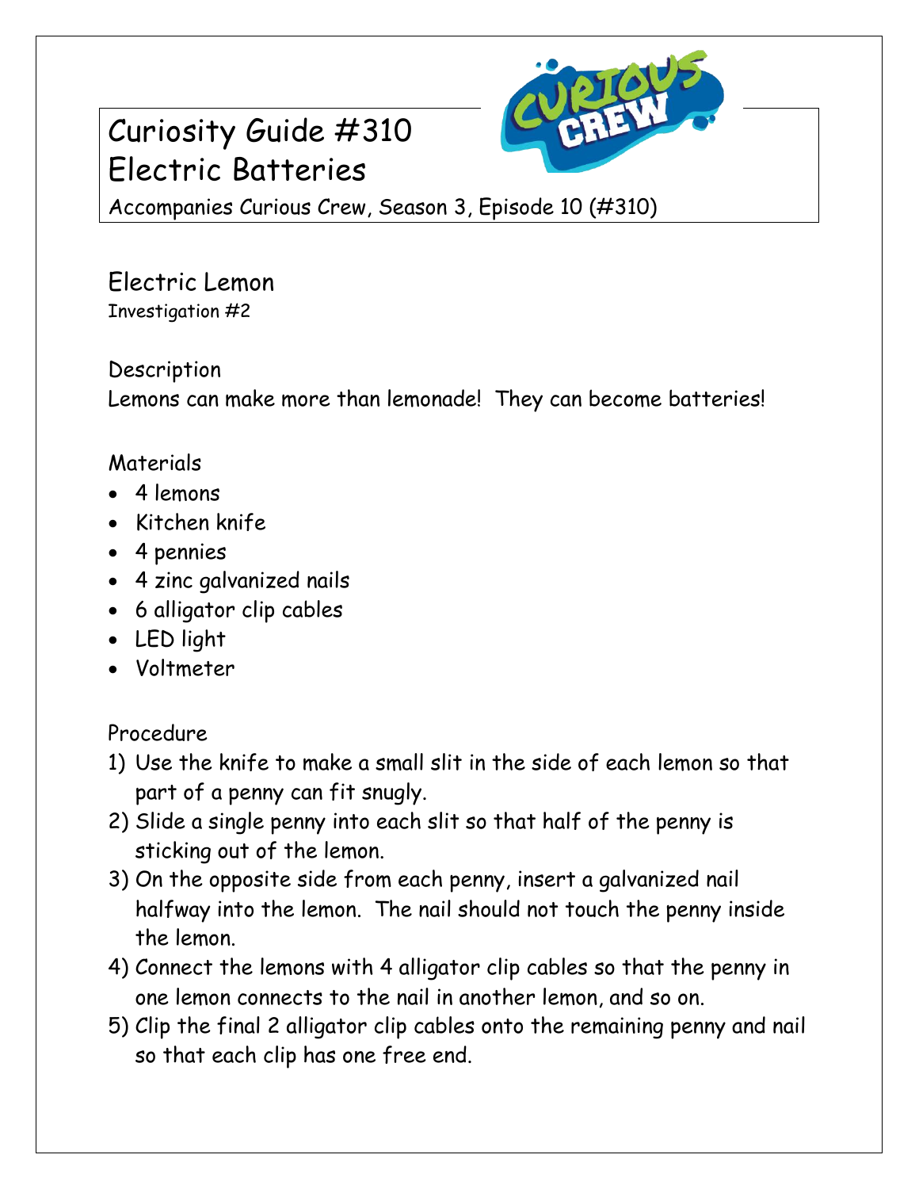# Curiosity Guide #310
# Electric Batteries

Accompanies Curious Crew, Season 3, Episode 10 (#310)

## Electric Lemon

Investigation #2

### Description

Lemons can make more than lemonade! They can become batteries!

### Materials

- 4 lemons
- Kitchen knife
- 4 pennies
- 4 zinc galvanized nails
- 6 alligator clip cables
- LED light
- Voltmeter

### Procedure

1) Use the knife to make a small slit in the side of each lemon so that part of a penny can fit snugly.
2) Slide a single penny into each slit so that half of the penny is sticking out of the lemon.
3) On the opposite side from each penny, insert a galvanized nail halfway into the lemon. The nail should not touch the penny inside the lemon.
4) Connect the lemons with 4 alligator clip cables so that the penny in one lemon connects to the nail in another lemon, and so on.
5) Clip the final 2 alligator clip cables onto the remaining penny and nail so that each clip has one free end.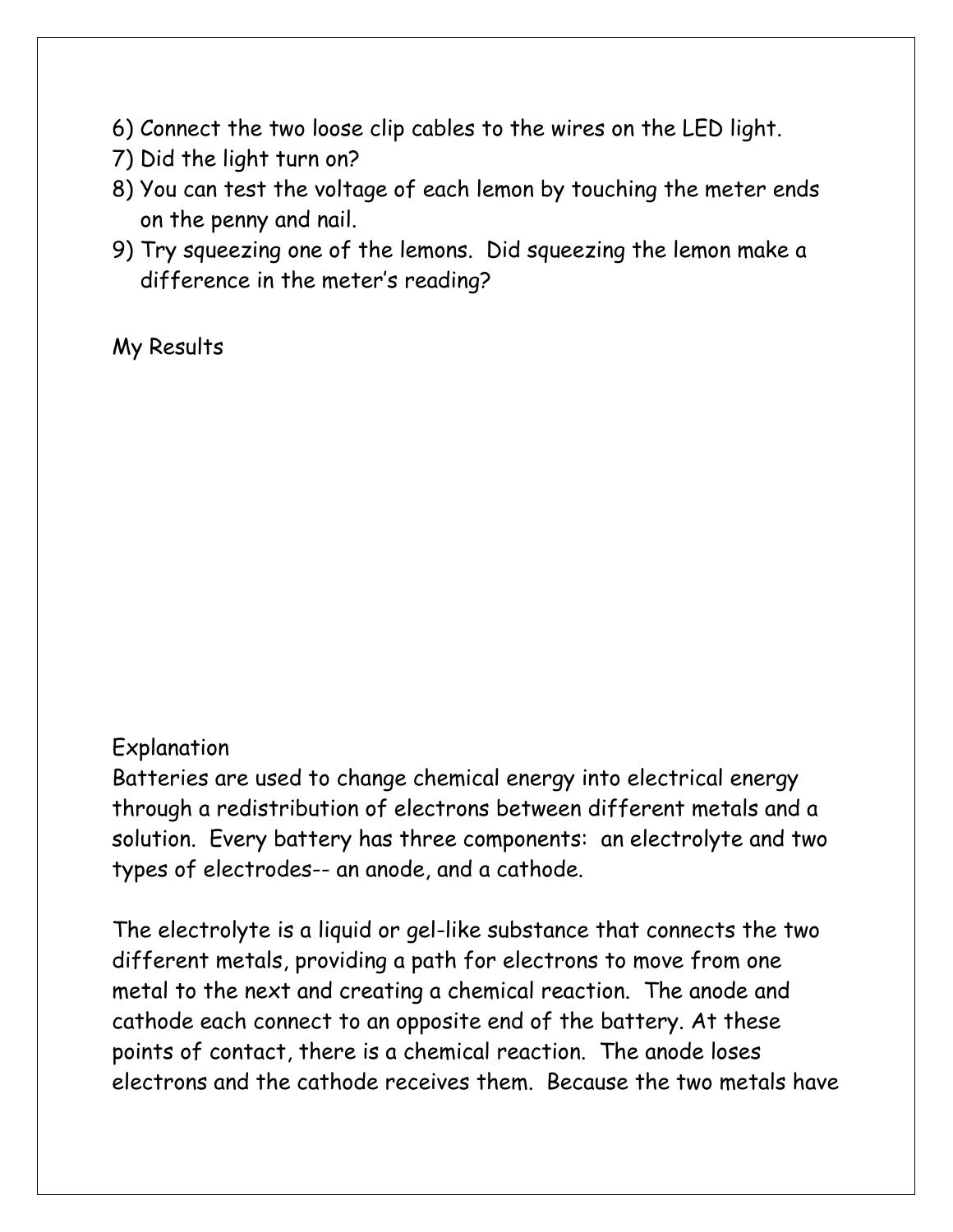6) Connect the two loose clip cables to the wires on the LED light.
7) Did the light turn on?
8) You can test the voltage of each lemon by touching the meter ends on the penny and nail.
9) Try squeezing one of the lemons. Did squeezing the lemon make a difference in the meter's reading?

My Results

Explanation

Batteries are used to change chemical energy into electrical energy through a redistribution of electrons between different metals and a solution. Every battery has three components: an electrolyte and two types of electrodes-- an anode, and a cathode.

The electrolyte is a liquid or gel-like substance that connects the two different metals, providing a path for electrons to move from one metal to the next and creating a chemical reaction. The anode and cathode each connect to an opposite end of the battery. At these points of contact, there is a chemical reaction. The anode loses electrons and the cathode receives them. Because the two metals have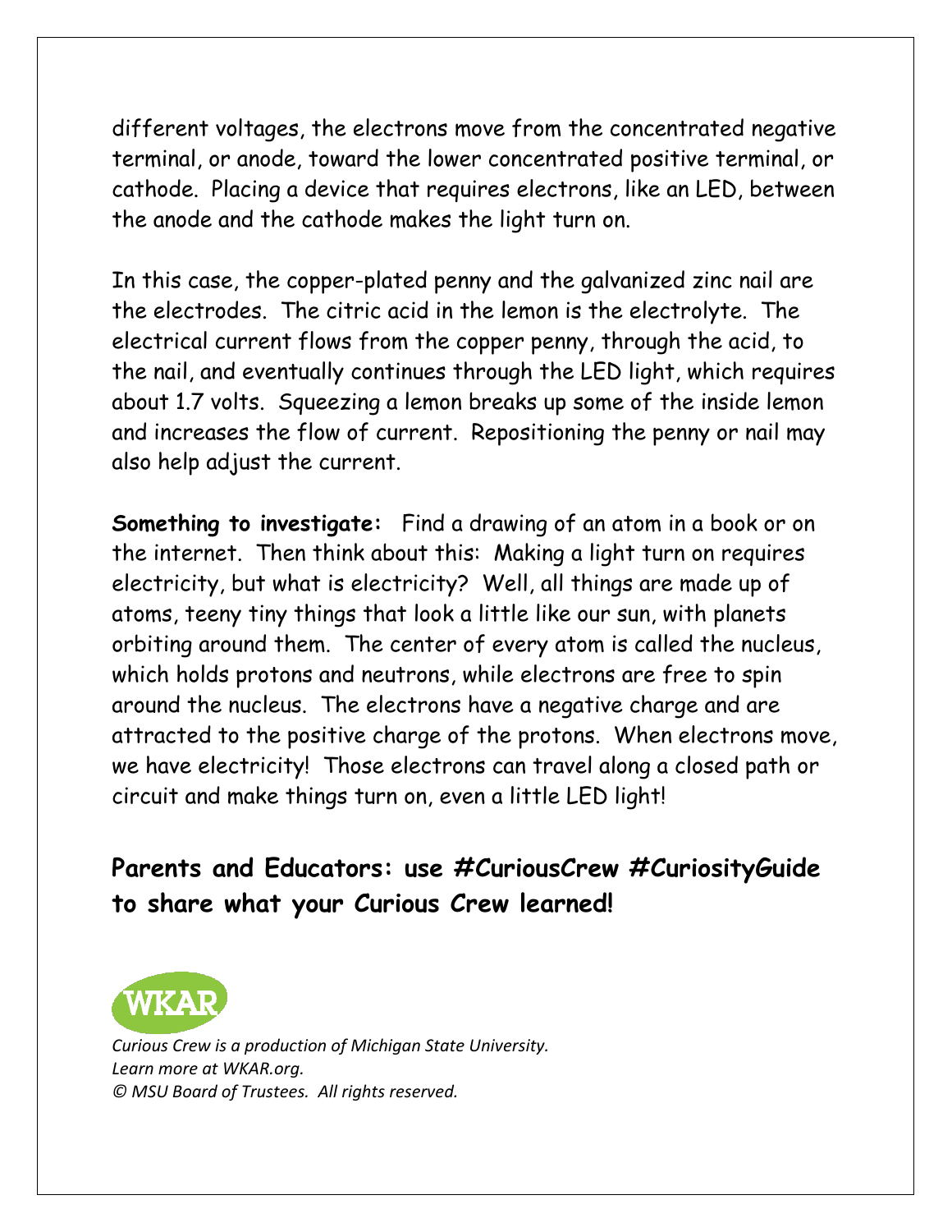different voltages, the electrons move from the concentrated negative terminal, or anode, toward the lower concentrated positive terminal, or cathode. Placing a device that requires electrons, like an LED, between the anode and the cathode makes the light turn on.

In this case, the copper-plated penny and the galvanized zinc nail are the electrodes. The citric acid in the lemon is the electrolyte. The electrical current flows from the copper penny, through the acid, to the nail, and eventually continues through the LED light, which requires about 1.7 volts. Squeezing a lemon breaks up some of the inside lemon and increases the flow of current. Repositioning the penny or nail may also help adjust the current.

**Something to investigate:** Find a drawing of an atom in a book or on the internet. Then think about this: Making a light turn on requires electricity, but what is electricity? Well, all things are made up of atoms, teeny tiny things that look a little like our sun, with planets orbiting around them. The center of every atom is called the nucleus, which holds protons and neutrons, while electrons are free to spin around the nucleus. The electrons have a negative charge and are attracted to the positive charge of the protons. When electrons move, we have electricity! Those electrons can travel along a closed path or circuit and make things turn on, even a little LED light!

## Parents and Educators: use #CuriousCrew #CuriosityGuide to share what your Curious Crew learned!

WKAR

*Curious Crew is a production of Michigan State University.*
*Learn more at WKAR.org.*
*© MSU Board of Trustees. All rights reserved.*